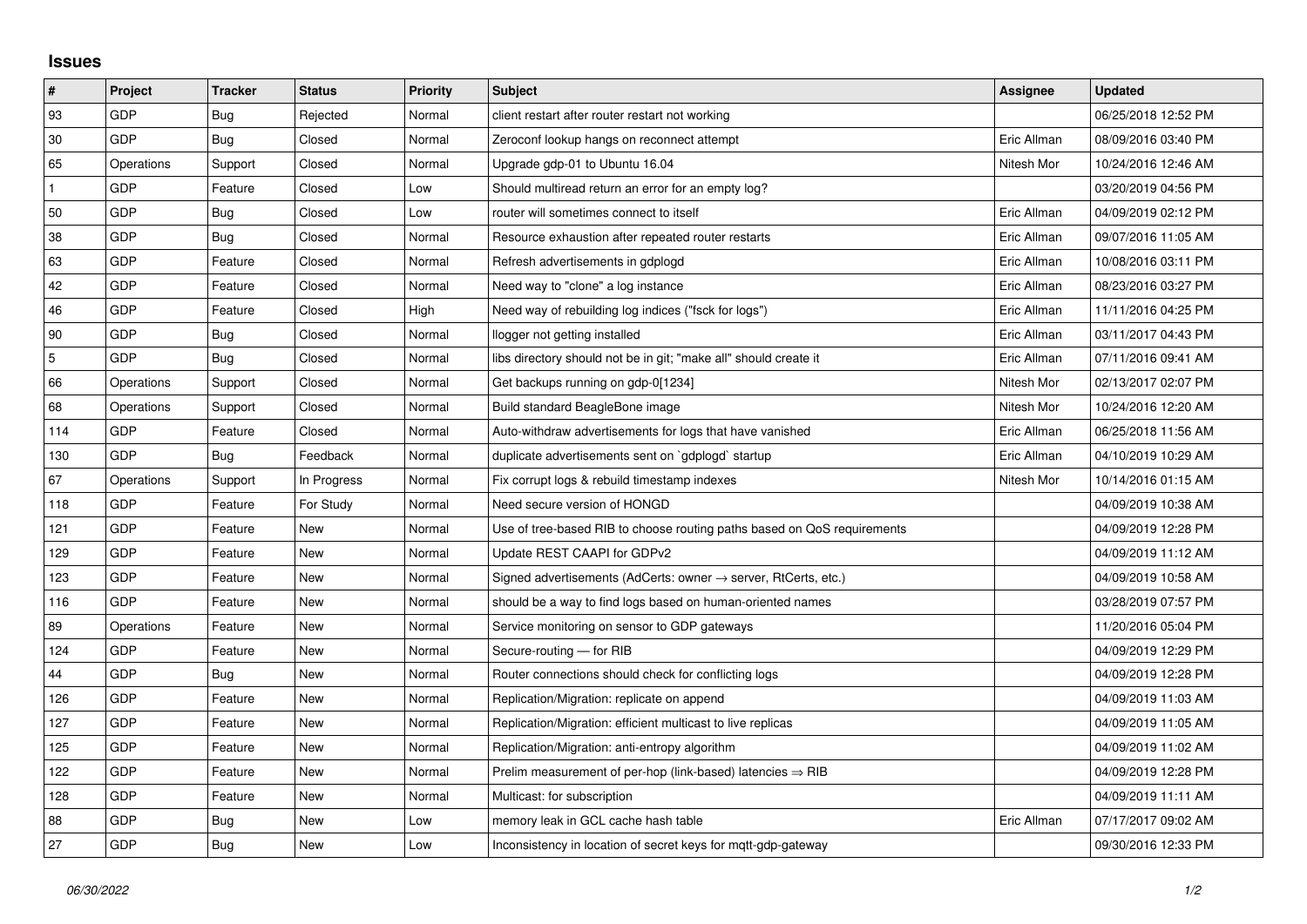## Issues

| # | Project | Tracker | Status | Priority | Subject | Assignee | Updated |
|---|---|---|---|---|---|---|---|
| 93 | GDP | Bug | Rejected | Normal | client restart after router restart not working | | 06/25/2018 12:52 PM |
| 30 | GDP | Bug | Closed | Normal | Zeroconf lookup hangs on reconnect attempt | Eric Allman | 08/09/2016 03:40 PM |
| 65 | Operations | Support | Closed | Normal | Upgrade gdp-01 to Ubuntu 16.04 | Nitesh Mor | 10/24/2016 12:46 AM |
| 1 | GDP | Feature | Closed | Low | Should multiread return an error for an empty log? | | 03/20/2019 04:56 PM |
| 50 | GDP | Bug | Closed | Low | router will sometimes connect to itself | Eric Allman | 04/09/2019 02:12 PM |
| 38 | GDP | Bug | Closed | Normal | Resource exhaustion after repeated router restarts | Eric Allman | 09/07/2016 11:05 AM |
| 63 | GDP | Feature | Closed | Normal | Refresh advertisements in gdplogd | Eric Allman | 10/08/2016 03:11 PM |
| 42 | GDP | Feature | Closed | Normal | Need way to "clone" a log instance | Eric Allman | 08/23/2016 03:27 PM |
| 46 | GDP | Feature | Closed | High | Need way of rebuilding log indices ("fsck for logs") | Eric Allman | 11/11/2016 04:25 PM |
| 90 | GDP | Bug | Closed | Normal | llogger not getting installed | Eric Allman | 03/11/2017 04:43 PM |
| 5 | GDP | Bug | Closed | Normal | libs directory should not be in git; "make all" should create it | Eric Allman | 07/11/2016 09:41 AM |
| 66 | Operations | Support | Closed | Normal | Get backups running on gdp-0[1234] | Nitesh Mor | 02/13/2017 02:07 PM |
| 68 | Operations | Support | Closed | Normal | Build standard BeagleBone image | Nitesh Mor | 10/24/2016 12:20 AM |
| 114 | GDP | Feature | Closed | Normal | Auto-withdraw advertisements for logs that have vanished | Eric Allman | 06/25/2018 11:56 AM |
| 130 | GDP | Bug | Feedback | Normal | duplicate advertisements sent on `gdplogd` startup | Eric Allman | 04/10/2019 10:29 AM |
| 67 | Operations | Support | In Progress | Normal | Fix corrupt logs & rebuild timestamp indexes | Nitesh Mor | 10/14/2016 01:15 AM |
| 118 | GDP | Feature | For Study | Normal | Need secure version of HONGD | | 04/09/2019 10:38 AM |
| 121 | GDP | Feature | New | Normal | Use of tree-based RIB to choose routing paths based on QoS requirements | | 04/09/2019 12:28 PM |
| 129 | GDP | Feature | New | Normal | Update REST CAAPI for GDPv2 | | 04/09/2019 11:12 AM |
| 123 | GDP | Feature | New | Normal | Signed advertisements (AdCerts: owner → server, RtCerts, etc.) | | 04/09/2019 10:58 AM |
| 116 | GDP | Feature | New | Normal | should be a way to find logs based on human-oriented names | | 03/28/2019 07:57 PM |
| 89 | Operations | Feature | New | Normal | Service monitoring on sensor to GDP gateways | | 11/20/2016 05:04 PM |
| 124 | GDP | Feature | New | Normal | Secure-routing — for RIB | | 04/09/2019 12:29 PM |
| 44 | GDP | Bug | New | Normal | Router connections should check for conflicting logs | | 04/09/2019 12:28 PM |
| 126 | GDP | Feature | New | Normal | Replication/Migration: replicate on append | | 04/09/2019 11:03 AM |
| 127 | GDP | Feature | New | Normal | Replication/Migration: efficient multicast to live replicas | | 04/09/2019 11:05 AM |
| 125 | GDP | Feature | New | Normal | Replication/Migration: anti-entropy algorithm | | 04/09/2019 11:02 AM |
| 122 | GDP | Feature | New | Normal | Prelim measurement of per-hop (link-based) latencies ⇒ RIB | | 04/09/2019 12:28 PM |
| 128 | GDP | Feature | New | Normal | Multicast: for subscription | | 04/09/2019 11:11 AM |
| 88 | GDP | Bug | New | Low | memory leak in GCL cache hash table | Eric Allman | 07/17/2017 09:02 AM |
| 27 | GDP | Bug | New | Low | Inconsistency in location of secret keys for mqtt-gdp-gateway | | 09/30/2016 12:33 PM |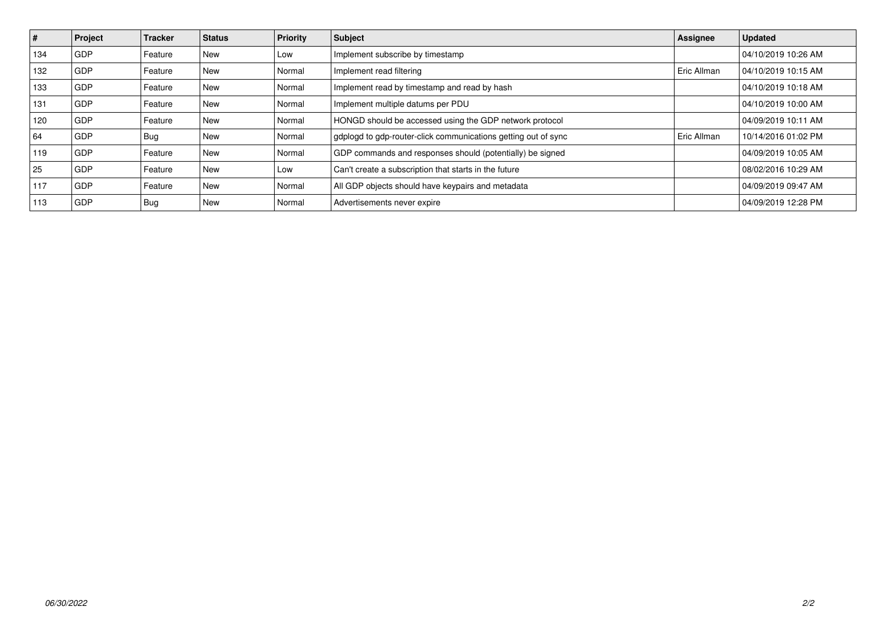| # | Project | Tracker | Status | Priority | Subject | Assignee | Updated |
|---|---|---|---|---|---|---|---|
| 134 | GDP | Feature | New | Low | Implement subscribe by timestamp | | 04/10/2019 10:26 AM |
| 132 | GDP | Feature | New | Normal | Implement read filtering | Eric Allman | 04/10/2019 10:15 AM |
| 133 | GDP | Feature | New | Normal | Implement read by timestamp and read by hash | | 04/10/2019 10:18 AM |
| 131 | GDP | Feature | New | Normal | Implement multiple datums per PDU | | 04/10/2019 10:00 AM |
| 120 | GDP | Feature | New | Normal | HONGD should be accessed using the GDP network protocol | | 04/09/2019 10:11 AM |
| 64 | GDP | Bug | New | Normal | gdplogd to gdp-router-click communications getting out of sync | Eric Allman | 10/14/2016 01:02 PM |
| 119 | GDP | Feature | New | Normal | GDP commands and responses should (potentially) be signed | | 04/09/2019 10:05 AM |
| 25 | GDP | Feature | New | Low | Can't create a subscription that starts in the future | | 08/02/2016 10:29 AM |
| 117 | GDP | Feature | New | Normal | All GDP objects should have keypairs and metadata | | 04/09/2019 09:47 AM |
| 113 | GDP | Bug | New | Normal | Advertisements never expire | | 04/09/2019 12:28 PM |